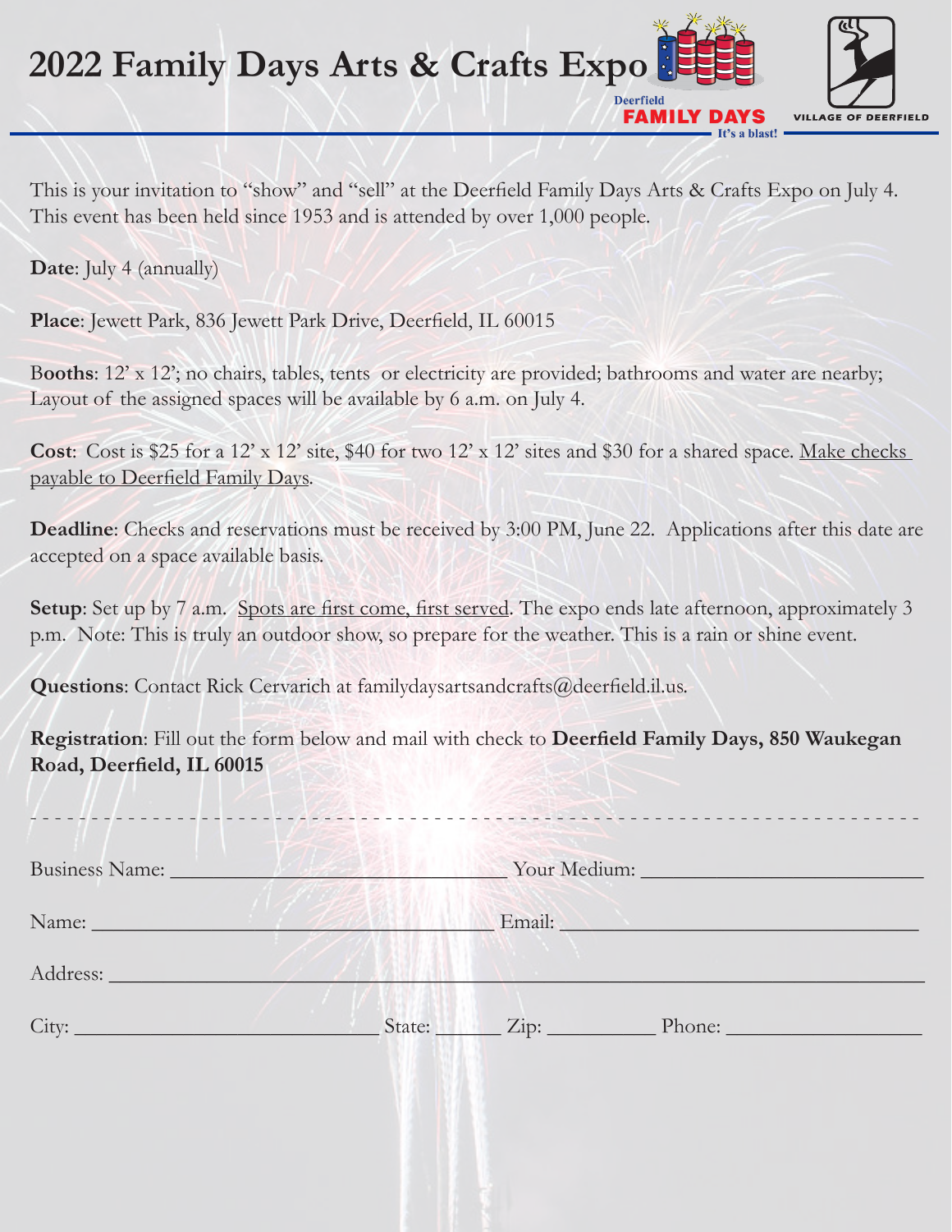# 2022 Family Days Arts & Crafts Expo

Deerfield FAMILY DAYS It's a blast!

VILLAGE OF DEERFIELD

This is your invitation to "show" and "sell" at the Deerfield Family Days Arts & Crafts Expo on July 4. This event has been held since 1953 and is attended by over 1,000 people.

**Date**: July 4 (annually)

**Place**: Jewett Park, 836 Jewett Park Drive, Deerfield, IL 60015

**Booths**: 12' x 12'; no chairs, tables, tents or electricity are provided; bathrooms and water are nearby; Layout of the assigned spaces will be available by 6 a.m. on July 4.

**Cost**: Cost is $25 for a 12' x 12' site, $40 for two 12' x 12' sites and $30 for a shared space. <u>Make checks payable to Deerfield Family Days</u>.

**Deadline**: Checks and reservations must be received by 3:00 PM, June 22. Applications after this date are accepted on a space available basis.

**Setup**: Set up by 7 a.m. <u>Spots are first come, first served</u>. The expo ends late afternoon, approximately 3 p.m. Note: This is truly an outdoor show, so prepare for the weather. This is a rain or shine event.

**Questions**: Contact Rick Cervarich at familydaysartsandcrafts@deerfield.il.us.

**Registration**: Fill out the form below and mail with check to **Deerfield Family Days, 850 Waukegan Road, Deerfield, IL 60015**

- - - - - - - - - - - - - - - - - - - - - - - - - - - - - - - - - - - - - - - - - - - - - - - - - - - - - - - -

Business Name: ______________________________ Your Medium: ______________________________

Name: ______________________________ Email: ______________________________

Address: ____________________________________________________________

City: ______________________ State: ______ Zip: __________ Phone: __________________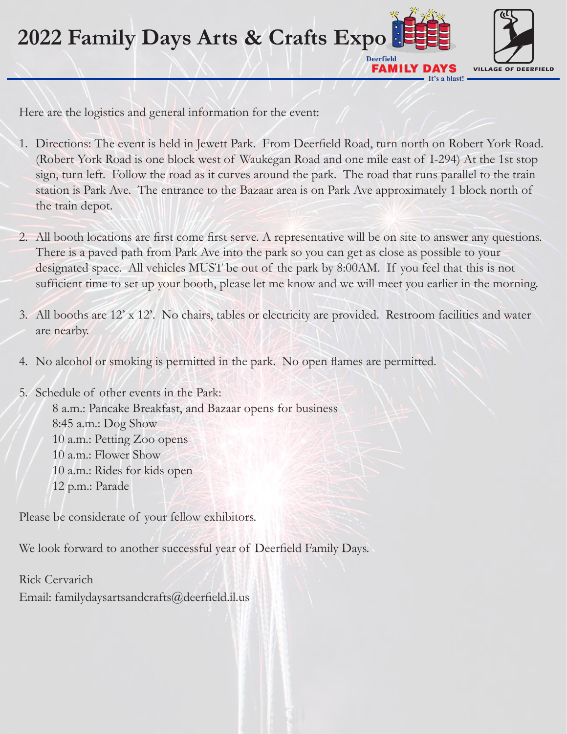# 2022 Family Days Arts & Crafts Expo

Here are the logistics and general information for the event:

1. Directions: The event is held in Jewett Park. From Deerfield Road, turn north on Robert York Road. (Robert York Road is one block west of Waukegan Road and one mile east of I-294) At the 1st stop sign, turn left. Follow the road as it curves around the park. The road that runs parallel to the train station is Park Ave. The entrance to the Bazaar area is on Park Ave approximately 1 block north of the train depot.

2. All booth locations are first come first serve. A representative will be on site to answer any questions. There is a paved path from Park Ave into the park so you can get as close as possible to your designated space. All vehicles MUST be out of the park by 8:00AM. If you feel that this is not sufficient time to set up your booth, please let me know and we will meet you earlier in the morning.

3. All booths are 12' x 12'. No chairs, tables or electricity are provided. Restroom facilities and water are nearby.

4. No alcohol or smoking is permitted in the park. No open flames are permitted.

5. Schedule of other events in the Park:
   - 8 a.m.: Pancake Breakfast, and Bazaar opens for business
   - 8:45 a.m.: Dog Show
   - 10 a.m.: Petting Zoo opens
   - 10 a.m.: Flower Show
   - 10 a.m.: Rides for kids open
   - 12 p.m.: Parade

Please be considerate of your fellow exhibitors.

We look forward to another successful year of Deerfield Family Days.

Rick Cervarich
Email: familydaysartsandcrafts@deerfield.il.us